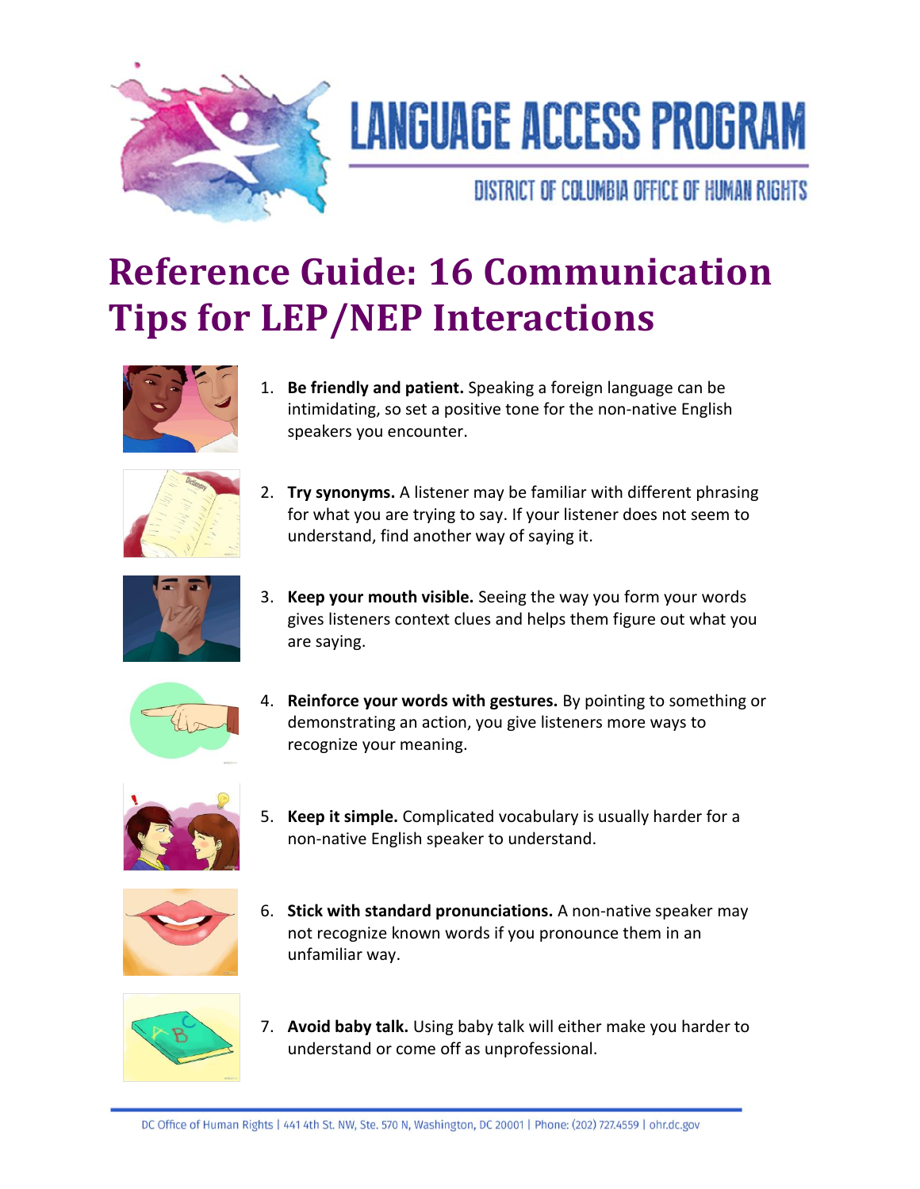# LANGUAGE ACCESS PROGRAM

DISTRICT OF COLUMBIA OFFICE OF HUMAN RIGHTS

# Reference Guide: 16 Communication Tips for LEP/NEP Interactions

1. **Be friendly and patient.** Speaking a foreign language can be intimidating, so set a positive tone for the non-native English speakers you encounter.
2. **Try synonyms.** A listener may be familiar with different phrasing for what you are trying to say. If your listener does not seem to understand, find another way of saying it.
3. **Keep your mouth visible.** Seeing the way you form your words gives listeners context clues and helps them figure out what you are saying.
4. **Reinforce your words with gestures.** By pointing to something or demonstrating an action, you give listeners more ways to recognize your meaning.
5. **Keep it simple.** Complicated vocabulary is usually harder for a non-native English speaker to understand.
6. **Stick with standard pronunciations.** A non-native speaker may not recognize known words if you pronounce them in an unfamiliar way.
7. **Avoid baby talk.** Using baby talk will either make you harder to understand or come off as unprofessional.

DC Office of Human Rights | 441 4th St. NW, Ste. 570 N, Washington, DC 20001 | Phone: (202) 727.4559 | ohr.dc.gov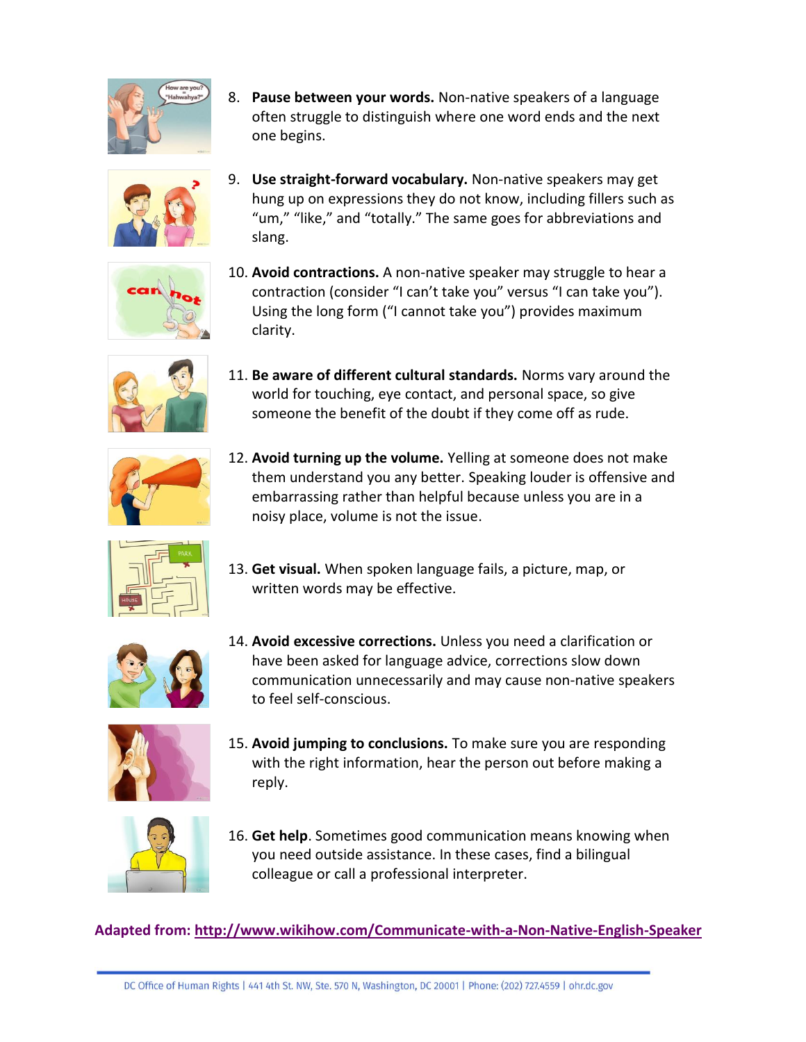8. **Pause between your words.** Non-native speakers of a language often struggle to distinguish where one word ends and the next one begins.

9. **Use straight-forward vocabulary.** Non-native speakers may get hung up on expressions they do not know, including fillers such as "um," "like," and "totally." The same goes for abbreviations and slang.

10. **Avoid contractions.** A non-native speaker may struggle to hear a contraction (consider "I can't take you" versus "I can take you"). Using the long form ("I cannot take you") provides maximum clarity.

11. **Be aware of different cultural standards.** Norms vary around the world for touching, eye contact, and personal space, so give someone the benefit of the doubt if they come off as rude.

12. **Avoid turning up the volume.** Yelling at someone does not make them understand you any better. Speaking louder is offensive and embarrassing rather than helpful because unless you are in a noisy place, volume is not the issue.

13. **Get visual.** When spoken language fails, a picture, map, or written words may be effective.

14. **Avoid excessive corrections.** Unless you need a clarification or have been asked for language advice, corrections slow down communication unnecessarily and may cause non-native speakers to feel self-conscious.

15. **Avoid jumping to conclusions.** To make sure you are responding with the right information, hear the person out before making a reply.

16. **Get help**. Sometimes good communication means knowing when you need outside assistance. In these cases, find a bilingual colleague or call a professional interpreter.

**Adapted from: http://www.wikihow.com/Communicate-with-a-Non-Native-English-Speaker**

DC Office of Human Rights | 441 4th St. NW, Ste. 570 N, Washington, DC 20001 | Phone: (202) 727.4559 | ohr.dc.gov